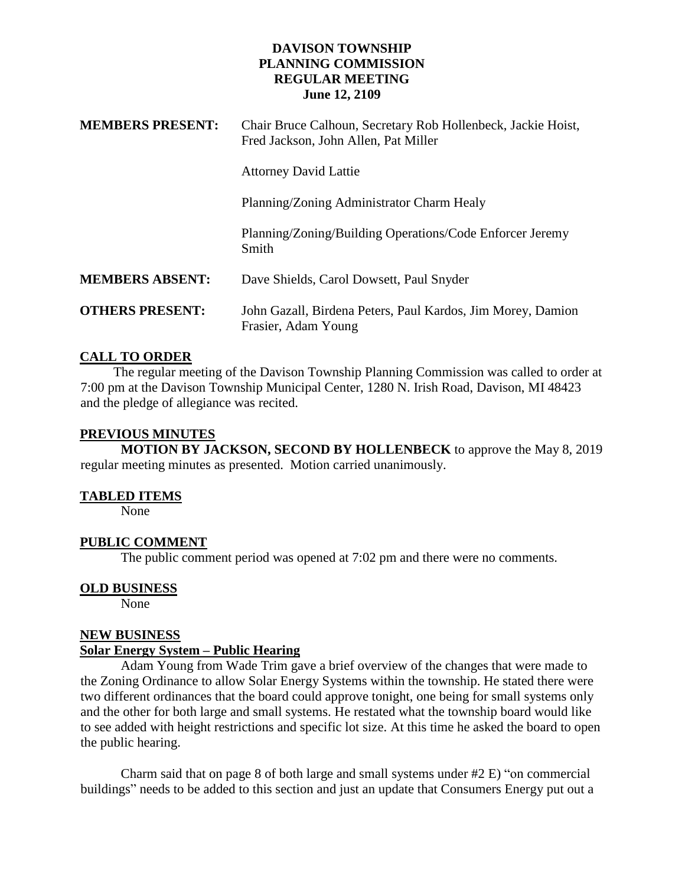# DAVISON TOWNSHIP
# PLANNING COMMISSION
# REGULAR MEETING
## June 12, 2109

| | |
|---|---|
| **MEMBERS PRESENT:** | Chair Bruce Calhoun, Secretary Rob Hollenbeck, Jackie Hoist, Fred Jackson, John Allen, Pat Miller |
| | Attorney David Lattie |
| | Planning/Zoning Administrator Charm Healy |
| | Planning/Zoning/Building Operations/Code Enforcer Jeremy Smith |
| **MEMBERS ABSENT:** | Dave Shields, Carol Dowsett, Paul Snyder |
| **OTHERS PRESENT:** | John Gazall, Birdena Peters, Paul Kardos, Jim Morey, Damion Frasier, Adam Young |

**CALL TO ORDER**

The regular meeting of the Davison Township Planning Commission was called to order at 7:00 pm at the Davison Township Municipal Center, 1280 N. Irish Road, Davison, MI 48423 and the pledge of allegiance was recited.

**PREVIOUS MINUTES**

**MOTION BY JACKSON, SECOND BY HOLLENBECK** to approve the May 8, 2019 regular meeting minutes as presented. Motion carried unanimously.

**TABLED ITEMS**

None

**PUBLIC COMMENT**

The public comment period was opened at 7:02 pm and there were no comments.

**OLD BUSINESS**

None

**NEW BUSINESS**

**Solar Energy System – Public Hearing**

Adam Young from Wade Trim gave a brief overview of the changes that were made to the Zoning Ordinance to allow Solar Energy Systems within the township. He stated there were two different ordinances that the board could approve tonight, one being for small systems only and the other for both large and small systems. He restated what the township board would like to see added with height restrictions and specific lot size. At this time he asked the board to open the public hearing.

Charm said that on page 8 of both large and small systems under #2 E) "on commercial buildings" needs to be added to this section and just an update that Consumers Energy put out a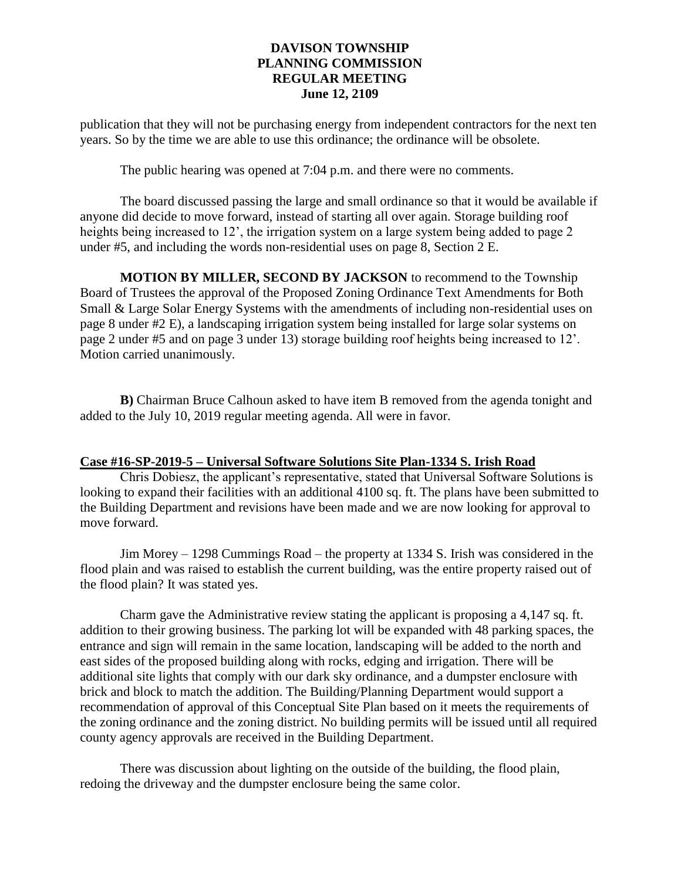publication that they will not be purchasing energy from independent contractors for the next ten years. So by the time we are able to use this ordinance; the ordinance will be obsolete.

The public hearing was opened at 7:04 p.m. and there were no comments.

The board discussed passing the large and small ordinance so that it would be available if anyone did decide to move forward, instead of starting all over again. Storage building roof heights being increased to 12', the irrigation system on a large system being added to page 2 under #5, and including the words non-residential uses on page 8, Section 2 E.

**MOTION BY MILLER, SECOND BY JACKSON** to recommend to the Township Board of Trustees the approval of the Proposed Zoning Ordinance Text Amendments for Both Small & Large Solar Energy Systems with the amendments of including non-residential uses on page 8 under #2 E), a landscaping irrigation system being installed for large solar systems on page 2 under #5 and on page 3 under 13) storage building roof heights being increased to 12'. Motion carried unanimously.

**B)** Chairman Bruce Calhoun asked to have item B removed from the agenda tonight and added to the July 10, 2019 regular meeting agenda. All were in favor.

**Case #16-SP-2019-5 – Universal Software Solutions Site Plan-1334 S. Irish Road**

Chris Dobiesz, the applicant's representative, stated that Universal Software Solutions is looking to expand their facilities with an additional 4100 sq. ft. The plans have been submitted to the Building Department and revisions have been made and we are now looking for approval to move forward.

Jim Morey – 1298 Cummings Road – the property at 1334 S. Irish was considered in the flood plain and was raised to establish the current building, was the entire property raised out of the flood plain? It was stated yes.

Charm gave the Administrative review stating the applicant is proposing a 4,147 sq. ft. addition to their growing business. The parking lot will be expanded with 48 parking spaces, the entrance and sign will remain in the same location, landscaping will be added to the north and east sides of the proposed building along with rocks, edging and irrigation. There will be additional site lights that comply with our dark sky ordinance, and a dumpster enclosure with brick and block to match the addition. The Building/Planning Department would support a recommendation of approval of this Conceptual Site Plan based on it meets the requirements of the zoning ordinance and the zoning district. No building permits will be issued until all required county agency approvals are received in the Building Department.

There was discussion about lighting on the outside of the building, the flood plain, redoing the driveway and the dumpster enclosure being the same color.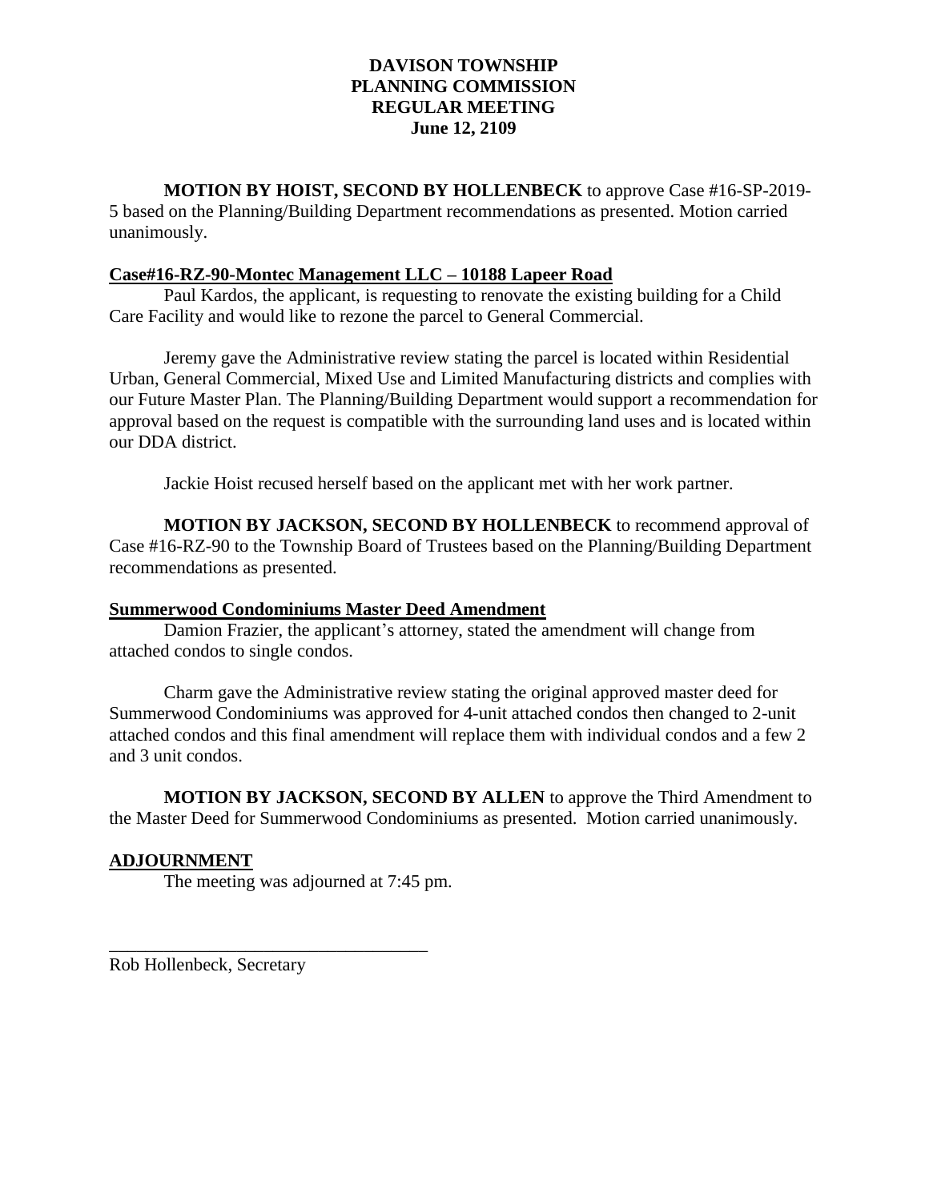**DAVISON TOWNSHIP**
**PLANNING COMMISSION**
**REGULAR MEETING**
**June 12, 2109**

**MOTION BY HOIST, SECOND BY HOLLENBECK** to approve Case #16-SP-2019-5 based on the Planning/Building Department recommendations as presented. Motion carried unanimously.

**Case#16-RZ-90-Montec Management LLC – 10188 Lapeer Road**

Paul Kardos, the applicant, is requesting to renovate the existing building for a Child Care Facility and would like to rezone the parcel to General Commercial.

Jeremy gave the Administrative review stating the parcel is located within Residential Urban, General Commercial, Mixed Use and Limited Manufacturing districts and complies with our Future Master Plan. The Planning/Building Department would support a recommendation for approval based on the request is compatible with the surrounding land uses and is located within our DDA district.

Jackie Hoist recused herself based on the applicant met with her work partner.

**MOTION BY JACKSON, SECOND BY HOLLENBECK** to recommend approval of Case #16-RZ-90 to the Township Board of Trustees based on the Planning/Building Department recommendations as presented.

**Summerwood Condominiums Master Deed Amendment**

Damion Frazier, the applicant's attorney, stated the amendment will change from attached condos to single condos.

Charm gave the Administrative review stating the original approved master deed for Summerwood Condominiums was approved for 4-unit attached condos then changed to 2-unit attached condos and this final amendment will replace them with individual condos and a few 2 and 3 unit condos.

**MOTION BY JACKSON, SECOND BY ALLEN** to approve the Third Amendment to the Master Deed for Summerwood Condominiums as presented. Motion carried unanimously.

**ADJOURNMENT**

The meeting was adjourned at 7:45 pm.

___________________________________
Rob Hollenbeck, Secretary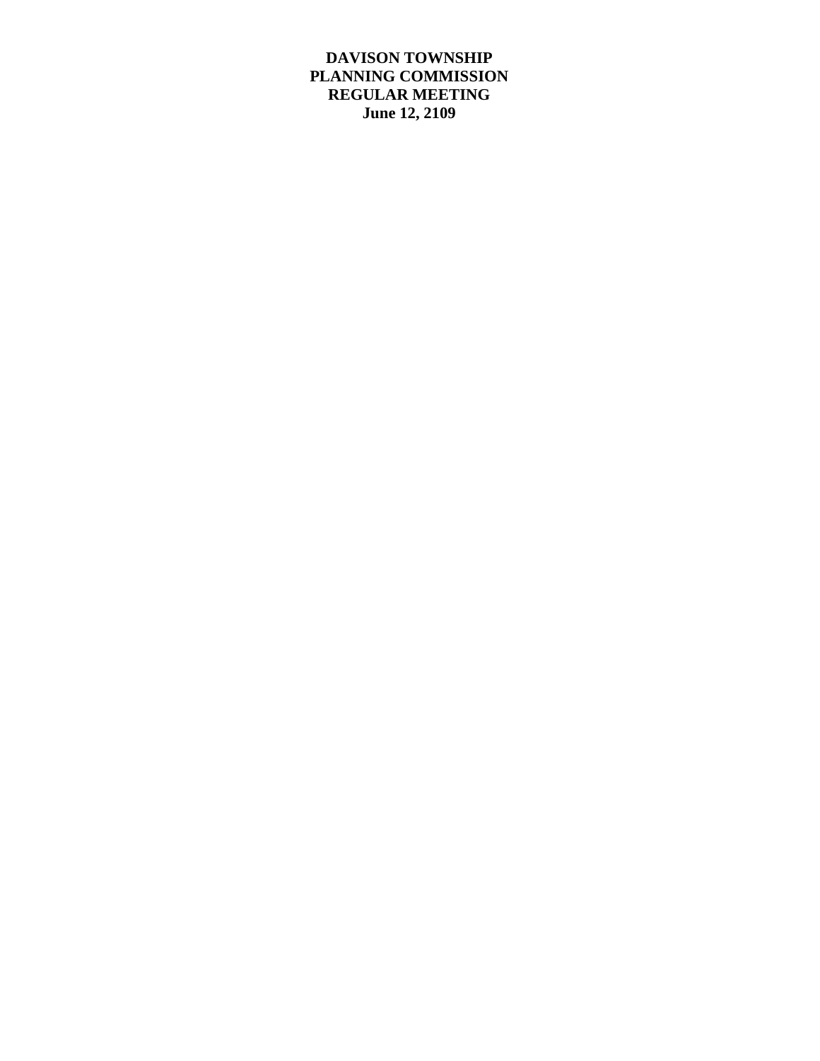**DAVISON TOWNSHIP**
**PLANNING COMMISSION**
**REGULAR MEETING**
**June 12, 2109**